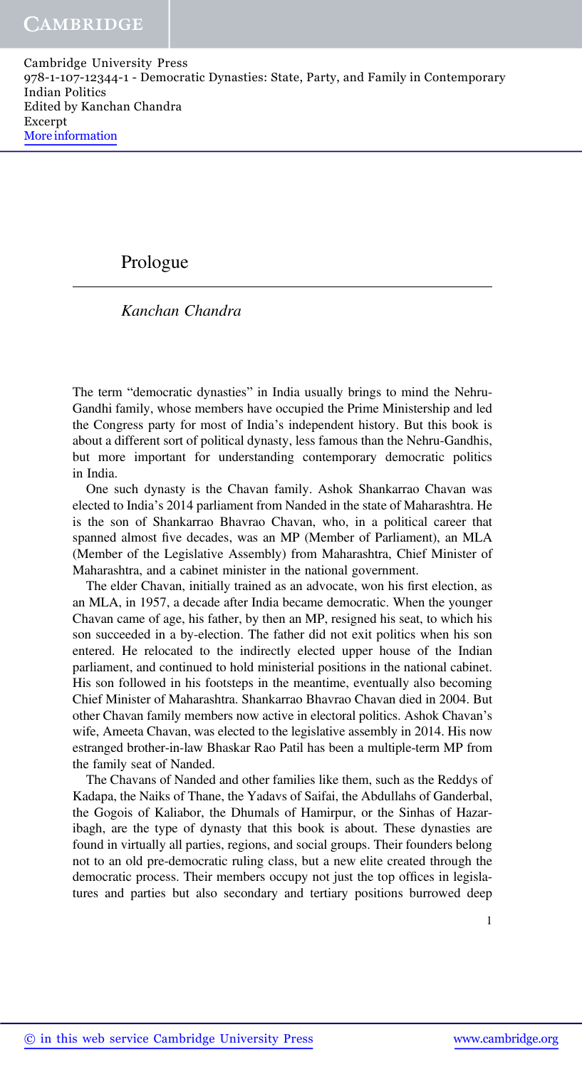# Prologue

*Kanchan Chandra*

The term "democratic dynasties" in India usually brings to mind the Nehru-Gandhi family, whose members have occupied the Prime Ministership and led the Congress party for most of India's independent history. But this book is about a different sort of political dynasty, less famous than the Nehru-Gandhis, but more important for understanding contemporary democratic politics in India.

One such dynasty is the Chavan family. Ashok Shankarrao Chavan was elected to India's 2014 parliament from Nanded in the state of Maharashtra. He is the son of Shankarrao Bhavrao Chavan, who, in a political career that spanned almost five decades, was an MP (Member of Parliament), an MLA (Member of the Legislative Assembly) from Maharashtra, Chief Minister of Maharashtra, and a cabinet minister in the national government.

The elder Chavan, initially trained as an advocate, won his first election, as an MLA, in 1957, a decade after India became democratic. When the younger Chavan came of age, his father, by then an MP, resigned his seat, to which his son succeeded in a by-election. The father did not exit politics when his son entered. He relocated to the indirectly elected upper house of the Indian parliament, and continued to hold ministerial positions in the national cabinet. His son followed in his footsteps in the meantime, eventually also becoming Chief Minister of Maharashtra. Shankarrao Bhavrao Chavan died in 2004. But other Chavan family members now active in electoral politics. Ashok Chavan's wife, Ameeta Chavan, was elected to the legislative assembly in 2014. His now estranged brother-in-law Bhaskar Rao Patil has been a multiple-term MP from the family seat of Nanded.

The Chavans of Nanded and other families like them, such as the Reddys of Kadapa, the Naiks of Thane, the Yadavs of Saifai, the Abdullahs of Ganderbal, the Gogois of Kaliabor, the Dhumals of Hamirpur, or the Sinhas of Hazaribagh, are the type of dynasty that this book is about. These dynasties are found in virtually all parties, regions, and social groups. Their founders belong not to an old pre-democratic ruling class, but a new elite created through the democratic process. Their members occupy not just the top offices in legislatures and parties but also secondary and tertiary positions burrowed deep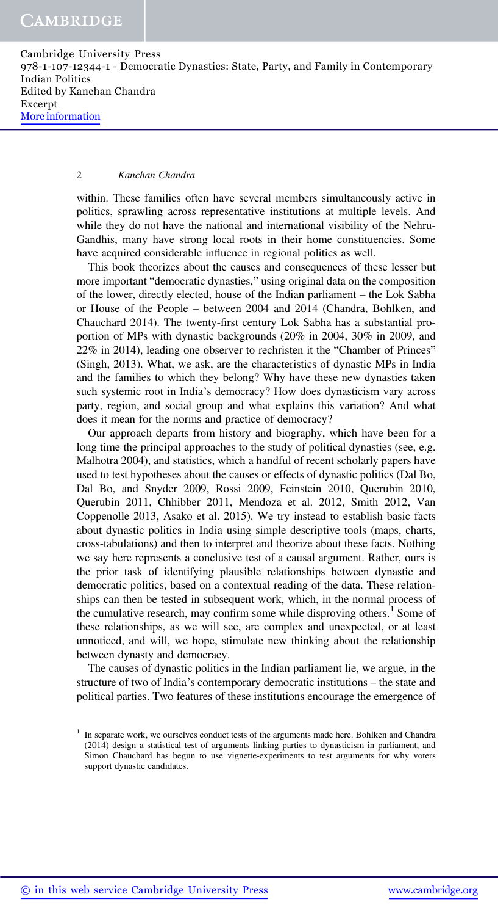within. These families often have several members simultaneously active in politics, sprawling across representative institutions at multiple levels. And while they do not have the national and international visibility of the Nehru-Gandhis, many have strong local roots in their home constituencies. Some have acquired considerable influence in regional politics as well.

This book theorizes about the causes and consequences of these lesser but more important "democratic dynasties," using original data on the composition of the lower, directly elected, house of the Indian parliament – the Lok Sabha or House of the People – between 2004 and 2014 (Chandra, Bohlken, and Chauchard 2014). The twenty-first century Lok Sabha has a substantial proportion of MPs with dynastic backgrounds (20% in 2004, 30% in 2009, and 22% in 2014), leading one observer to rechristen it the "Chamber of Princes" (Singh, 2013). What, we ask, are the characteristics of dynastic MPs in India and the families to which they belong? Why have these new dynasties taken such systemic root in India's democracy? How does dynasticism vary across party, region, and social group and what explains this variation? And what does it mean for the norms and practice of democracy?

Our approach departs from history and biography, which have been for a long time the principal approaches to the study of political dynasties (see, e.g. Malhotra 2004), and statistics, which a handful of recent scholarly papers have used to test hypotheses about the causes or effects of dynastic politics (Dal Bo, Dal Bo, and Snyder 2009, Rossi 2009, Feinstein 2010, Querubin 2010, Querubin 2011, Chhibber 2011, Mendoza et al. 2012, Smith 2012, Van Coppenolle 2013, Asako et al. 2015). We try instead to establish basic facts about dynastic politics in India using simple descriptive tools (maps, charts, cross-tabulations) and then to interpret and theorize about these facts. Nothing we say here represents a conclusive test of a causal argument. Rather, ours is the prior task of identifying plausible relationships between dynastic and democratic politics, based on a contextual reading of the data. These relationships can then be tested in subsequent work, which, in the normal process of the cumulative research, may confirm some while disproving others.[1] Some of these relationships, as we will see, are complex and unexpected, or at least unnoticed, and will, we hope, stimulate new thinking about the relationship between dynasty and democracy.

The causes of dynastic politics in the Indian parliament lie, we argue, in the structure of two of India's contemporary democratic institutions – the state and political parties. Two features of these institutions encourage the emergence of

[1] In separate work, we ourselves conduct tests of the arguments made here. Bohlken and Chandra (2014) design a statistical test of arguments linking parties to dynasticism in parliament, and Simon Chauchard has begun to use vignette-experiments to test arguments for why voters support dynastic candidates.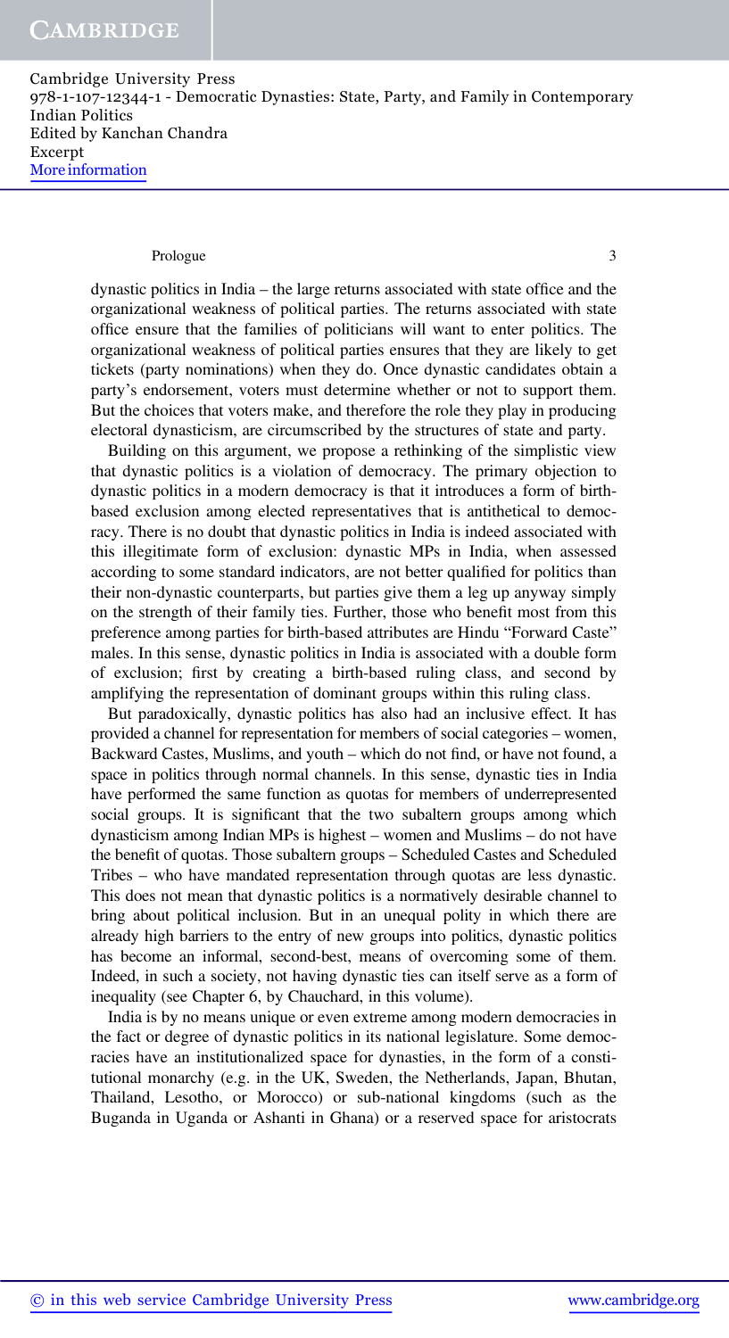dynastic politics in India – the large returns associated with state office and the organizational weakness of political parties. The returns associated with state office ensure that the families of politicians will want to enter politics. The organizational weakness of political parties ensures that they are likely to get tickets (party nominations) when they do. Once dynastic candidates obtain a party's endorsement, voters must determine whether or not to support them. But the choices that voters make, and therefore the role they play in producing electoral dynasticism, are circumscribed by the structures of state and party.

Building on this argument, we propose a rethinking of the simplistic view that dynastic politics is a violation of democracy. The primary objection to dynastic politics in a modern democracy is that it introduces a form of birth-based exclusion among elected representatives that is antithetical to democracy. There is no doubt that dynastic politics in India is indeed associated with this illegitimate form of exclusion: dynastic MPs in India, when assessed according to some standard indicators, are not better qualified for politics than their non-dynastic counterparts, but parties give them a leg up anyway simply on the strength of their family ties. Further, those who benefit most from this preference among parties for birth-based attributes are Hindu "Forward Caste" males. In this sense, dynastic politics in India is associated with a double form of exclusion; first by creating a birth-based ruling class, and second by amplifying the representation of dominant groups within this ruling class.

But paradoxically, dynastic politics has also had an inclusive effect. It has provided a channel for representation for members of social categories – women, Backward Castes, Muslims, and youth – which do not find, or have not found, a space in politics through normal channels. In this sense, dynastic ties in India have performed the same function as quotas for members of underrepresented social groups. It is significant that the two subaltern groups among which dynasticism among Indian MPs is highest – women and Muslims – do not have the benefit of quotas. Those subaltern groups – Scheduled Castes and Scheduled Tribes – who have mandated representation through quotas are less dynastic. This does not mean that dynastic politics is a normatively desirable channel to bring about political inclusion. But in an unequal polity in which there are already high barriers to the entry of new groups into politics, dynastic politics has become an informal, second-best, means of overcoming some of them. Indeed, in such a society, not having dynastic ties can itself serve as a form of inequality (see Chapter 6, by Chauchard, in this volume).

India is by no means unique or even extreme among modern democracies in the fact or degree of dynastic politics in its national legislature. Some democracies have an institutionalized space for dynasties, in the form of a constitutional monarchy (e.g. in the UK, Sweden, the Netherlands, Japan, Bhutan, Thailand, Lesotho, or Morocco) or sub-national kingdoms (such as the Buganda in Uganda or Ashanti in Ghana) or a reserved space for aristocrats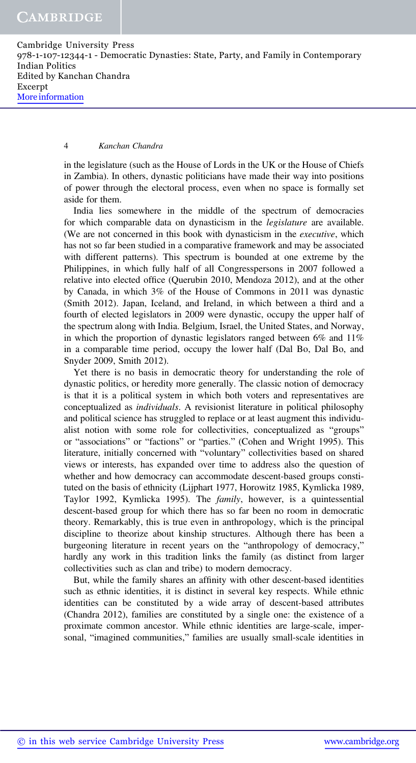in the legislature (such as the House of Lords in the UK or the House of Chiefs in Zambia). In others, dynastic politicians have made their way into positions of power through the electoral process, even when no space is formally set aside for them.

India lies somewhere in the middle of the spectrum of democracies for which comparable data on dynasticism in the *legislature* are available. (We are not concerned in this book with dynasticism in the *executive*, which has not so far been studied in a comparative framework and may be associated with different patterns). This spectrum is bounded at one extreme by the Philippines, in which fully half of all Congresspersons in 2007 followed a relative into elected office (Querubin 2010, Mendoza 2012), and at the other by Canada, in which 3% of the House of Commons in 2011 was dynastic (Smith 2012). Japan, Iceland, and Ireland, in which between a third and a fourth of elected legislators in 2009 were dynastic, occupy the upper half of the spectrum along with India. Belgium, Israel, the United States, and Norway, in which the proportion of dynastic legislators ranged between 6% and 11% in a comparable time period, occupy the lower half (Dal Bo, Dal Bo, and Snyder 2009, Smith 2012).

Yet there is no basis in democratic theory for understanding the role of dynastic politics, or heredity more generally. The classic notion of democracy is that it is a political system in which both voters and representatives are conceptualized as *individuals*. A revisionist literature in political philosophy and political science has struggled to replace or at least augment this individualist notion with some role for collectivities, conceptualized as "groups" or "associations" or "factions" or "parties." (Cohen and Wright 1995). This literature, initially concerned with "voluntary" collectivities based on shared views or interests, has expanded over time to address also the question of whether and how democracy can accommodate descent-based groups constituted on the basis of ethnicity (Lijphart 1977, Horowitz 1985, Kymlicka 1989, Taylor 1992, Kymlicka 1995). The *family*, however, is a quintessential descent-based group for which there has so far been no room in democratic theory. Remarkably, this is true even in anthropology, which is the principal discipline to theorize about kinship structures. Although there has been a burgeoning literature in recent years on the "anthropology of democracy," hardly any work in this tradition links the family (as distinct from larger collectivities such as clan and tribe) to modern democracy.

But, while the family shares an affinity with other descent-based identities such as ethnic identities, it is distinct in several key respects. While ethnic identities can be constituted by a wide array of descent-based attributes (Chandra 2012), families are constituted by a single one: the existence of a proximate common ancestor. While ethnic identities are large-scale, impersonal, "imagined communities," families are usually small-scale identities in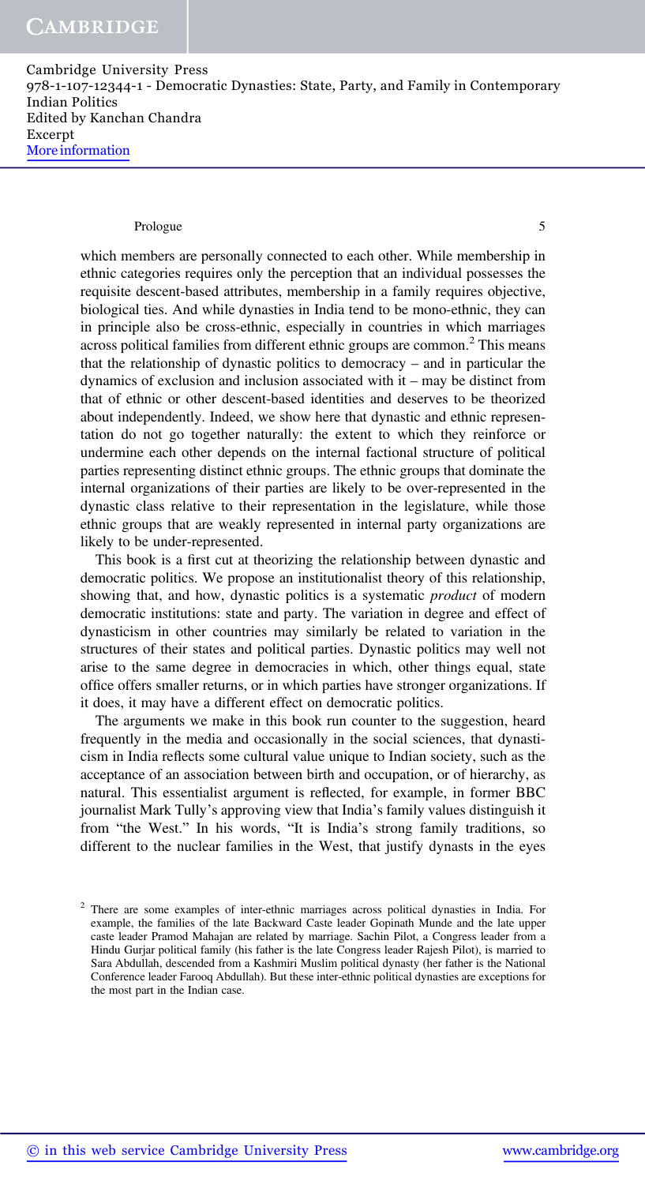which members are personally connected to each other. While membership in ethnic categories requires only the perception that an individual possesses the requisite descent-based attributes, membership in a family requires objective, biological ties. And while dynasties in India tend to be mono-ethnic, they can in principle also be cross-ethnic, especially in countries in which marriages across political families from different ethnic groups are common.[2] This means that the relationship of dynastic politics to democracy – and in particular the dynamics of exclusion and inclusion associated with it – may be distinct from that of ethnic or other descent-based identities and deserves to be theorized about independently. Indeed, we show here that dynastic and ethnic representation do not go together naturally: the extent to which they reinforce or undermine each other depends on the internal factional structure of political parties representing distinct ethnic groups. The ethnic groups that dominate the internal organizations of their parties are likely to be over-represented in the dynastic class relative to their representation in the legislature, while those ethnic groups that are weakly represented in internal party organizations are likely to be under-represented.

This book is a first cut at theorizing the relationship between dynastic and democratic politics. We propose an institutionalist theory of this relationship, showing that, and how, dynastic politics is a systematic *product* of modern democratic institutions: state and party. The variation in degree and effect of dynasticism in other countries may similarly be related to variation in the structures of their states and political parties. Dynastic politics may well not arise to the same degree in democracies in which, other things equal, state office offers smaller returns, or in which parties have stronger organizations. If it does, it may have a different effect on democratic politics.

The arguments we make in this book run counter to the suggestion, heard frequently in the media and occasionally in the social sciences, that dynasticism in India reflects some cultural value unique to Indian society, such as the acceptance of an association between birth and occupation, or of hierarchy, as natural. This essentialist argument is reflected, for example, in former BBC journalist Mark Tully's approving view that India's family values distinguish it from "the West." In his words, "It is India's strong family traditions, so different to the nuclear families in the West, that justify dynasts in the eyes

[2] There are some examples of inter-ethnic marriages across political dynasties in India. For example, the families of the late Backward Caste leader Gopinath Munde and the late upper caste leader Pramod Mahajan are related by marriage. Sachin Pilot, a Congress leader from a Hindu Gurjar political family (his father is the late Congress leader Rajesh Pilot), is married to Sara Abdullah, descended from a Kashmiri Muslim political dynasty (her father is the National Conference leader Farooq Abdullah). But these inter-ethnic political dynasties are exceptions for the most part in the Indian case.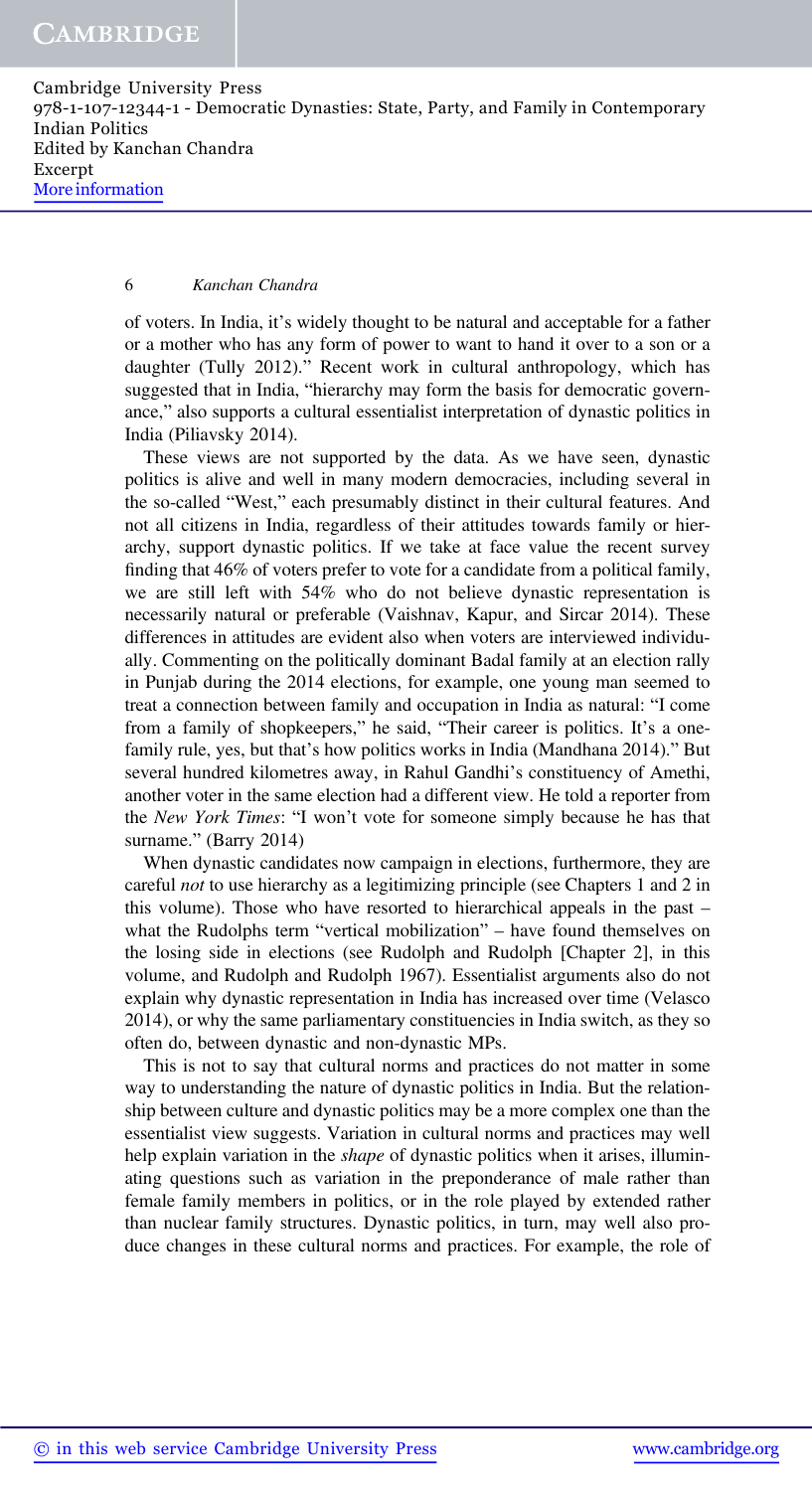of voters. In India, it's widely thought to be natural and acceptable for a father or a mother who has any form of power to want to hand it over to a son or a daughter (Tully 2012)." Recent work in cultural anthropology, which has suggested that in India, "hierarchy may form the basis for democratic governance," also supports a cultural essentialist interpretation of dynastic politics in India (Piliavsky 2014).

These views are not supported by the data. As we have seen, dynastic politics is alive and well in many modern democracies, including several in the so-called "West," each presumably distinct in their cultural features. And not all citizens in India, regardless of their attitudes towards family or hierarchy, support dynastic politics. If we take at face value the recent survey finding that 46% of voters prefer to vote for a candidate from a political family, we are still left with 54% who do not believe dynastic representation is necessarily natural or preferable (Vaishnav, Kapur, and Sircar 2014). These differences in attitudes are evident also when voters are interviewed individually. Commenting on the politically dominant Badal family at an election rally in Punjab during the 2014 elections, for example, one young man seemed to treat a connection between family and occupation in India as natural: "I come from a family of shopkeepers," he said, "Their career is politics. It's a one-family rule, yes, but that's how politics works in India (Mandhana 2014)." But several hundred kilometres away, in Rahul Gandhi's constituency of Amethi, another voter in the same election had a different view. He told a reporter from the *New York Times*: "I won't vote for someone simply because he has that surname." (Barry 2014)

When dynastic candidates now campaign in elections, furthermore, they are careful *not* to use hierarchy as a legitimizing principle (see Chapters 1 and 2 in this volume). Those who have resorted to hierarchical appeals in the past – what the Rudolphs term "vertical mobilization" – have found themselves on the losing side in elections (see Rudolph and Rudolph [Chapter 2], in this volume, and Rudolph and Rudolph 1967). Essentialist arguments also do not explain why dynastic representation in India has increased over time (Velasco 2014), or why the same parliamentary constituencies in India switch, as they so often do, between dynastic and non-dynastic MPs.

This is not to say that cultural norms and practices do not matter in some way to understanding the nature of dynastic politics in India. But the relationship between culture and dynastic politics may be a more complex one than the essentialist view suggests. Variation in cultural norms and practices may well help explain variation in the *shape* of dynastic politics when it arises, illuminating questions such as variation in the preponderance of male rather than female family members in politics, or in the role played by extended rather than nuclear family structures. Dynastic politics, in turn, may well also produce changes in these cultural norms and practices. For example, the role of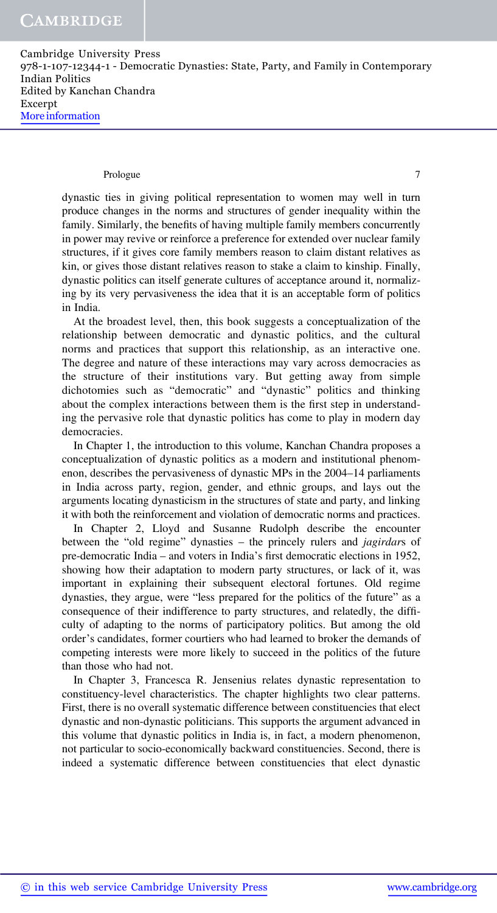dynastic ties in giving political representation to women may well in turn produce changes in the norms and structures of gender inequality within the family. Similarly, the benefits of having multiple family members concurrently in power may revive or reinforce a preference for extended over nuclear family structures, if it gives core family members reason to claim distant relatives as kin, or gives those distant relatives reason to stake a claim to kinship. Finally, dynastic politics can itself generate cultures of acceptance around it, normalizing by its very pervasiveness the idea that it is an acceptable form of politics in India.

At the broadest level, then, this book suggests a conceptualization of the relationship between democratic and dynastic politics, and the cultural norms and practices that support this relationship, as an interactive one. The degree and nature of these interactions may vary across democracies as the structure of their institutions vary. But getting away from simple dichotomies such as "democratic" and "dynastic" politics and thinking about the complex interactions between them is the first step in understanding the pervasive role that dynastic politics has come to play in modern day democracies.

In Chapter 1, the introduction to this volume, Kanchan Chandra proposes a conceptualization of dynastic politics as a modern and institutional phenomenon, describes the pervasiveness of dynastic MPs in the 2004–14 parliaments in India across party, region, gender, and ethnic groups, and lays out the arguments locating dynasticism in the structures of state and party, and linking it with both the reinforcement and violation of democratic norms and practices.

In Chapter 2, Lloyd and Susanne Rudolph describe the encounter between the "old regime" dynasties – the princely rulers and *jagirdar*s of pre-democratic India – and voters in India's first democratic elections in 1952, showing how their adaptation to modern party structures, or lack of it, was important in explaining their subsequent electoral fortunes. Old regime dynasties, they argue, were "less prepared for the politics of the future" as a consequence of their indifference to party structures, and relatedly, the difficulty of adapting to the norms of participatory politics. But among the old order's candidates, former courtiers who had learned to broker the demands of competing interests were more likely to succeed in the politics of the future than those who had not.

In Chapter 3, Francesca R. Jensenius relates dynastic representation to constituency-level characteristics. The chapter highlights two clear patterns. First, there is no overall systematic difference between constituencies that elect dynastic and non-dynastic politicians. This supports the argument advanced in this volume that dynastic politics in India is, in fact, a modern phenomenon, not particular to socio-economically backward constituencies. Second, there is indeed a systematic difference between constituencies that elect dynastic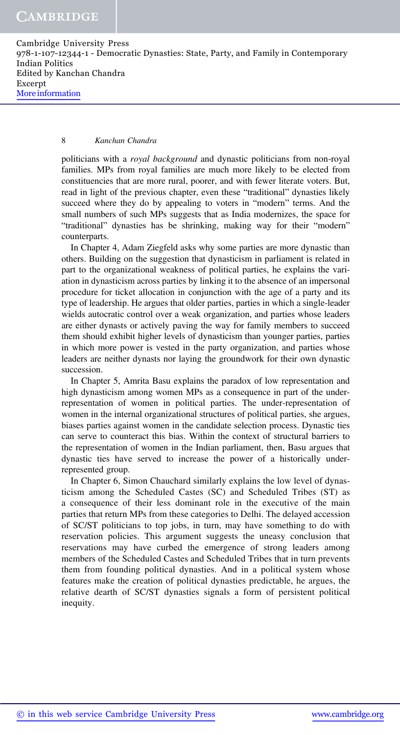politicians with a *royal background* and dynastic politicians from non-royal families. MPs from royal families are much more likely to be elected from constituencies that are more rural, poorer, and with fewer literate voters. But, read in light of the previous chapter, even these "traditional" dynasties likely succeed where they do by appealing to voters in "modern" terms. And the small numbers of such MPs suggests that as India modernizes, the space for "traditional" dynasties has be shrinking, making way for their "modern" counterparts.

In Chapter 4, Adam Ziegfeld asks why some parties are more dynastic than others. Building on the suggestion that dynasticism in parliament is related in part to the organizational weakness of political parties, he explains the variation in dynasticism across parties by linking it to the absence of an impersonal procedure for ticket allocation in conjunction with the age of a party and its type of leadership. He argues that older parties, parties in which a single-leader wields autocratic control over a weak organization, and parties whose leaders are either dynasts or actively paving the way for family members to succeed them should exhibit higher levels of dynasticism than younger parties, parties in which more power is vested in the party organization, and parties whose leaders are neither dynasts nor laying the groundwork for their own dynastic succession.

In Chapter 5, Amrita Basu explains the paradox of low representation and high dynasticism among women MPs as a consequence in part of the under-representation of women in political parties. The under-representation of women in the internal organizational structures of political parties, she argues, biases parties against women in the candidate selection process. Dynastic ties can serve to counteract this bias. Within the context of structural barriers to the representation of women in the Indian parliament, then, Basu argues that dynastic ties have served to increase the power of a historically under-represented group.

In Chapter 6, Simon Chauchard similarly explains the low level of dynasticism among the Scheduled Castes (SC) and Scheduled Tribes (ST) as a consequence of their less dominant role in the executive of the main parties that return MPs from these categories to Delhi. The delayed accession of SC/ST politicians to top jobs, in turn, may have something to do with reservation policies. This argument suggests the uneasy conclusion that reservations may have curbed the emergence of strong leaders among members of the Scheduled Castes and Scheduled Tribes that in turn prevents them from founding political dynasties. And in a political system whose features make the creation of political dynasties predictable, he argues, the relative dearth of SC/ST dynasties signals a form of persistent political inequity.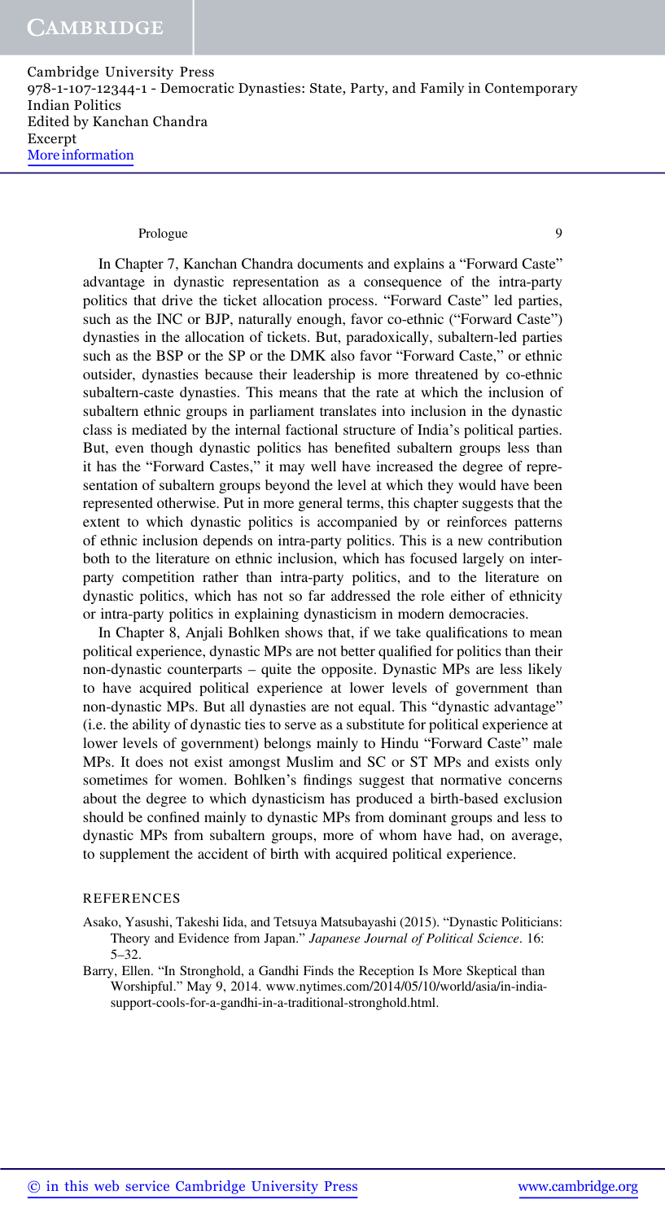In Chapter 7, Kanchan Chandra documents and explains a "Forward Caste" advantage in dynastic representation as a consequence of the intra-party politics that drive the ticket allocation process. "Forward Caste" led parties, such as the INC or BJP, naturally enough, favor co-ethnic ("Forward Caste") dynasties in the allocation of tickets. But, paradoxically, subaltern-led parties such as the BSP or the SP or the DMK also favor "Forward Caste," or ethnic outsider, dynasties because their leadership is more threatened by co-ethnic subaltern-caste dynasties. This means that the rate at which the inclusion of subaltern ethnic groups in parliament translates into inclusion in the dynastic class is mediated by the internal factional structure of India's political parties. But, even though dynastic politics has benefited subaltern groups less than it has the "Forward Castes," it may well have increased the degree of representation of subaltern groups beyond the level at which they would have been represented otherwise. Put in more general terms, this chapter suggests that the extent to which dynastic politics is accompanied by or reinforces patterns of ethnic inclusion depends on intra-party politics. This is a new contribution both to the literature on ethnic inclusion, which has focused largely on inter-party competition rather than intra-party politics, and to the literature on dynastic politics, which has not so far addressed the role either of ethnicity or intra-party politics in explaining dynasticism in modern democracies.

In Chapter 8, Anjali Bohlken shows that, if we take qualifications to mean political experience, dynastic MPs are not better qualified for politics than their non-dynastic counterparts – quite the opposite. Dynastic MPs are less likely to have acquired political experience at lower levels of government than non-dynastic MPs. But all dynasties are not equal. This "dynastic advantage" (i.e. the ability of dynastic ties to serve as a substitute for political experience at lower levels of government) belongs mainly to Hindu "Forward Caste" male MPs. It does not exist amongst Muslim and SC or ST MPs and exists only sometimes for women. Bohlken's findings suggest that normative concerns about the degree to which dynasticism has produced a birth-based exclusion should be confined mainly to dynastic MPs from dominant groups and less to dynastic MPs from subaltern groups, more of whom have had, on average, to supplement the accident of birth with acquired political experience.

## REFERENCES

Asako, Yasushi, Takeshi Iida, and Tetsuya Matsubayashi (2015). "Dynastic Politicians: Theory and Evidence from Japan." *Japanese Journal of Political Science*. 16: 5–32.

Barry, Ellen. "In Stronghold, a Gandhi Finds the Reception Is More Skeptical than Worshipful." May 9, 2014. www.nytimes.com/2014/05/10/world/asia/in-india-support-cools-for-a-gandhi-in-a-traditional-stronghold.html.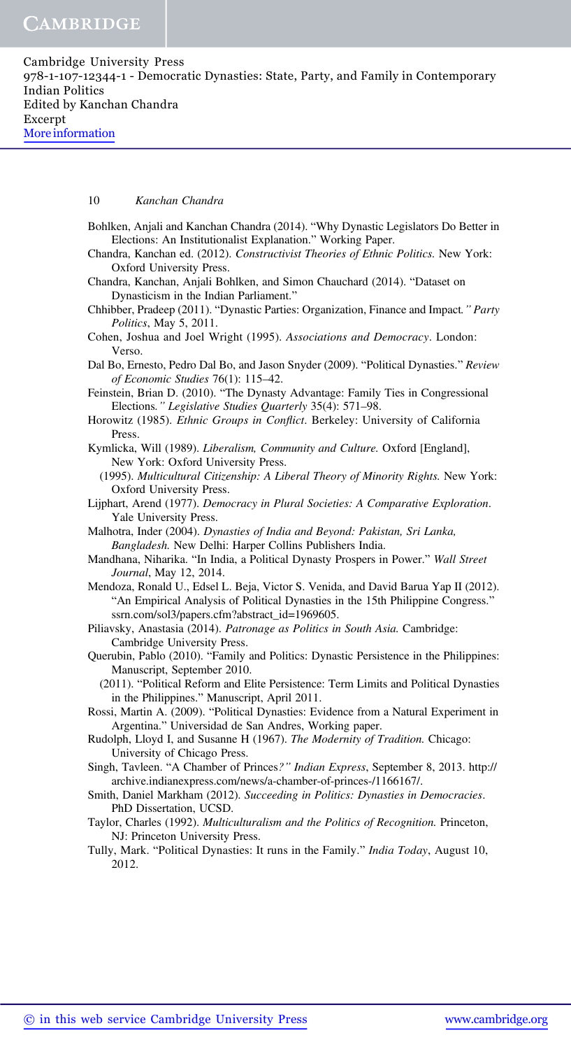Bohlken, Anjali and Kanchan Chandra (2014). "Why Dynastic Legislators Do Better in Elections: An Institutionalist Explanation." Working Paper.

Chandra, Kanchan ed. (2012). *Constructivist Theories of Ethnic Politics.* New York: Oxford University Press.

Chandra, Kanchan, Anjali Bohlken, and Simon Chauchard (2014). "Dataset on Dynasticism in the Indian Parliament."

Chhibber, Pradeep (2011). "Dynastic Parties: Organization, Finance and Impact*." Party Politics*, May 5, 2011.

Cohen, Joshua and Joel Wright (1995). *Associations and Democracy*. London: Verso.

Dal Bo, Ernesto, Pedro Dal Bo, and Jason Snyder (2009). "Political Dynasties." *Review of Economic Studies* 76(1): 115–42.

Feinstein, Brian D. (2010). "The Dynasty Advantage: Family Ties in Congressional Elections*." Legislative Studies Quarterly* 35(4): 571–98.

Horowitz (1985). *Ethnic Groups in Conflict*. Berkeley: University of California Press.

Kymlicka, Will (1989). *Liberalism, Community and Culture.* Oxford [England], New York: Oxford University Press.

(1995). *Multicultural Citizenship: A Liberal Theory of Minority Rights.* New York: Oxford University Press.

Lijphart, Arend (1977). *Democracy in Plural Societies: A Comparative Exploration*. Yale University Press.

Malhotra, Inder (2004). *Dynasties of India and Beyond: Pakistan, Sri Lanka, Bangladesh.* New Delhi: Harper Collins Publishers India.

Mandhana, Niharika. "In India, a Political Dynasty Prospers in Power." *Wall Street Journal*, May 12, 2014.

Mendoza, Ronald U., Edsel L. Beja, Victor S. Venida, and David Barua Yap II (2012). "An Empirical Analysis of Political Dynasties in the 15th Philippine Congress." ssrn.com/sol3/papers.cfm?abstract_id=1969605.

Piliavsky, Anastasia (2014). *Patronage as Politics in South Asia.* Cambridge: Cambridge University Press.

Querubin, Pablo (2010). "Family and Politics: Dynastic Persistence in the Philippines: Manuscript, September 2010.

(2011). "Political Reform and Elite Persistence: Term Limits and Political Dynasties in the Philippines." Manuscript, April 2011.

Rossi, Martin A. (2009). "Political Dynasties: Evidence from a Natural Experiment in Argentina." Universidad de San Andres, Working paper.

Rudolph, Lloyd I, and Susanne H (1967). *The Modernity of Tradition.* Chicago: University of Chicago Press.

Singh, Tavleen. "A Chamber of Princes*?" Indian Express*, September 8, 2013. http://archive.indianexpress.com/news/a-chamber-of-princes-/1166167/.

Smith, Daniel Markham (2012). *Succeeding in Politics: Dynasties in Democracies*. PhD Dissertation, UCSD.

Taylor, Charles (1992). *Multiculturalism and the Politics of Recognition.* Princeton, NJ: Princeton University Press.

Tully, Mark. "Political Dynasties: It runs in the Family." *India Today*, August 10, 2012.